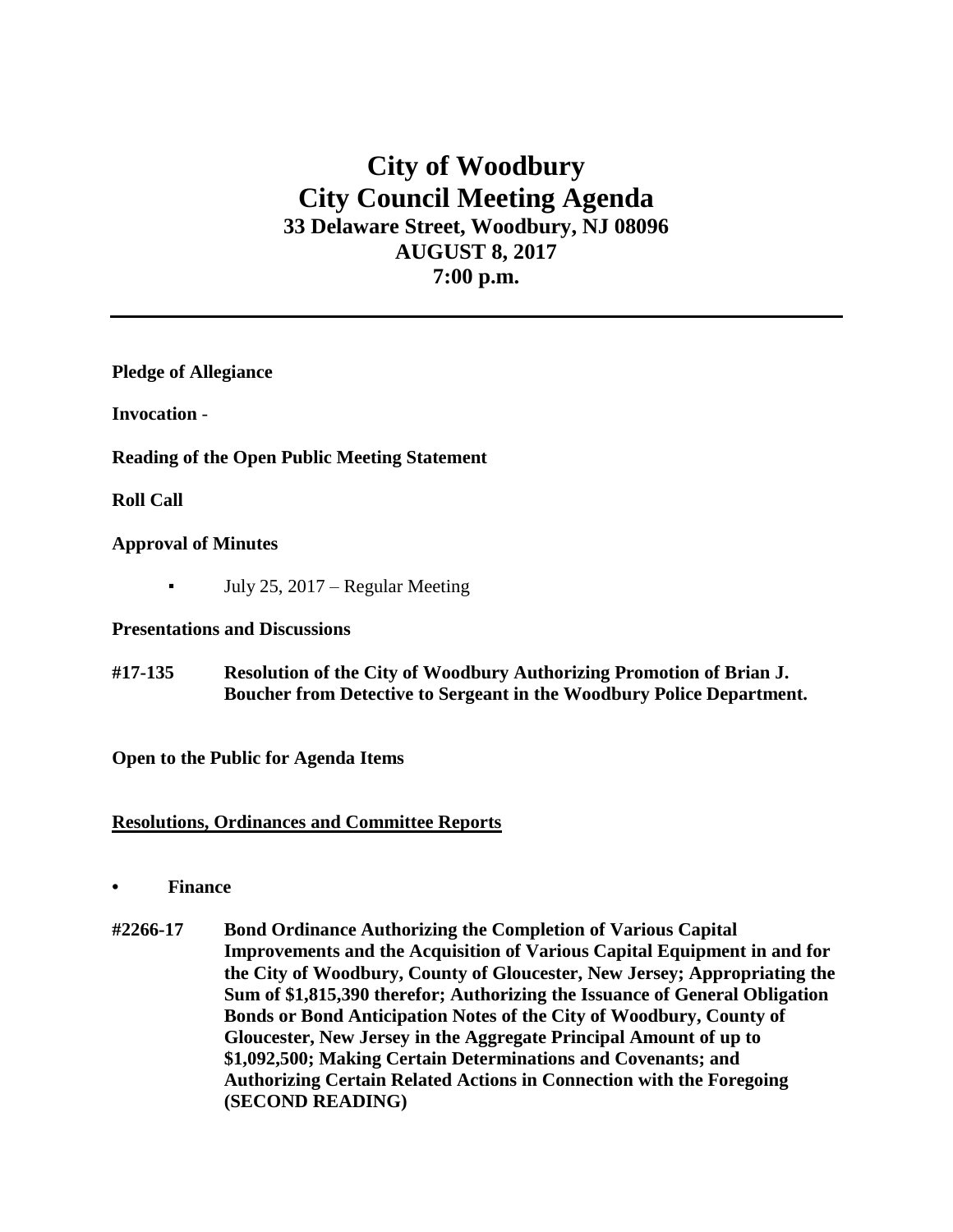# City of Woodbury
# City Council Meeting Agenda
## 33 Delaware Street, Woodbury, NJ 08096
## AUGUST 8, 2017
## 7:00 p.m.

---

**Pledge of Allegiance**

**Invocation** -

**Reading of the Open Public Meeting Statement**

**Roll Call**

**Approval of Minutes**

- July 25, 2017 – Regular Meeting

**Presentations and Discussions**

**#17-135 Resolution of the City of Woodbury Authorizing Promotion of Brian J. Boucher from Detective to Sergeant in the Woodbury Police Department.**

**Open to the Public for Agenda Items**

**Resolutions, Ordinances and Committee Reports**

- **Finance**

**#2266-17 Bond Ordinance Authorizing the Completion of Various Capital Improvements and the Acquisition of Various Capital Equipment in and for the City of Woodbury, County of Gloucester, New Jersey; Appropriating the Sum of $1,815,390 therefor; Authorizing the Issuance of General Obligation Bonds or Bond Anticipation Notes of the City of Woodbury, County of Gloucester, New Jersey in the Aggregate Principal Amount of up to $1,092,500; Making Certain Determinations and Covenants; and Authorizing Certain Related Actions in Connection with the Foregoing (SECOND READING)**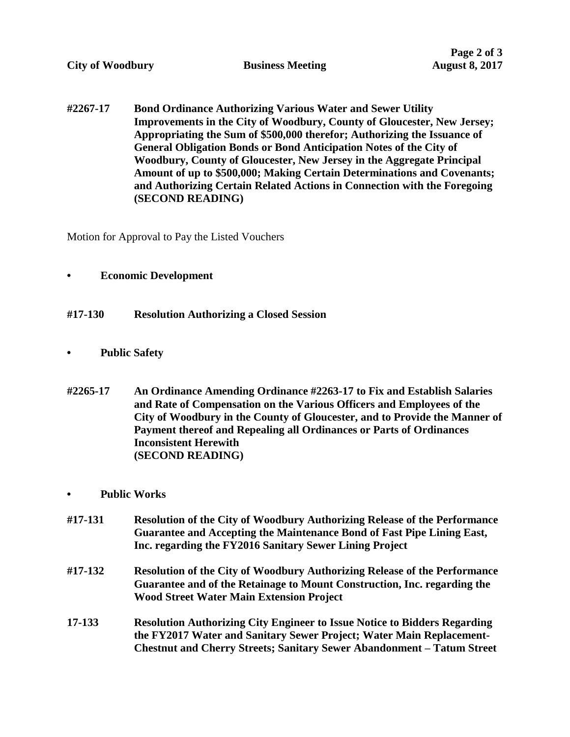**#2267-17 Bond Ordinance Authorizing Various Water and Sewer Utility Improvements in the City of Woodbury, County of Gloucester, New Jersey; Appropriating the Sum of $500,000 therefor; Authorizing the Issuance of General Obligation Bonds or Bond Anticipation Notes of the City of Woodbury, County of Gloucester, New Jersey in the Aggregate Principal Amount of up to $500,000; Making Certain Determinations and Covenants; and Authorizing Certain Related Actions in Connection with the Foregoing (SECOND READING)**

Motion for Approval to Pay the Listed Vouchers

- **Economic Development**

**#17-130 Resolution Authorizing a Closed Session**

- **Public Safety**

**#2265-17 An Ordinance Amending Ordinance #2263-17 to Fix and Establish Salaries and Rate of Compensation on the Various Officers and Employees of the City of Woodbury in the County of Gloucester, and to Provide the Manner of Payment thereof and Repealing all Ordinances or Parts of Ordinances Inconsistent Herewith (SECOND READING)**

- **Public Works**

**#17-131 Resolution of the City of Woodbury Authorizing Release of the Performance Guarantee and Accepting the Maintenance Bond of Fast Pipe Lining East, Inc. regarding the FY2016 Sanitary Sewer Lining Project**

**#17-132 Resolution of the City of Woodbury Authorizing Release of the Performance Guarantee and of the Retainage to Mount Construction, Inc. regarding the Wood Street Water Main Extension Project**

**17-133 Resolution Authorizing City Engineer to Issue Notice to Bidders Regarding the FY2017 Water and Sanitary Sewer Project; Water Main Replacement- Chestnut and Cherry Streets; Sanitary Sewer Abandonment – Tatum Street**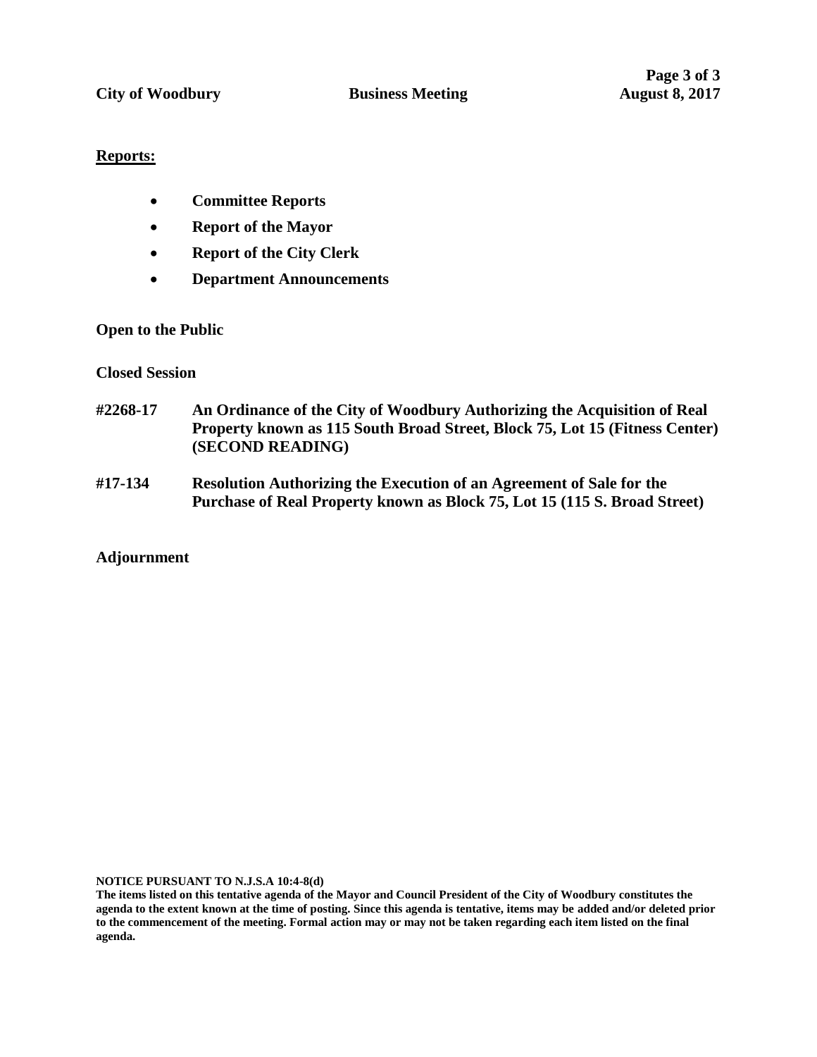## Reports:

- **Committee Reports**
- **Report of the Mayor**
- **Report of the City Clerk**
- **Department Announcements**

**Open to the Public**

**Closed Session**

**#2268-17** **An Ordinance of the City of Woodbury Authorizing the Acquisition of Real Property known as 115 South Broad Street, Block 75, Lot 15 (Fitness Center) (SECOND READING)**

**#17-134** **Resolution Authorizing the Execution of an Agreement of Sale for the Purchase of Real Property known as Block 75, Lot 15 (115 S. Broad Street)**

**Adjournment**

**NOTICE PURSUANT TO N.J.S.A 10:4-8(d)**
**The items listed on this tentative agenda of the Mayor and Council President of the City of Woodbury constitutes the agenda to the extent known at the time of posting. Since this agenda is tentative, items may be added and/or deleted prior to the commencement of the meeting. Formal action may or may not be taken regarding each item listed on the final agenda.**